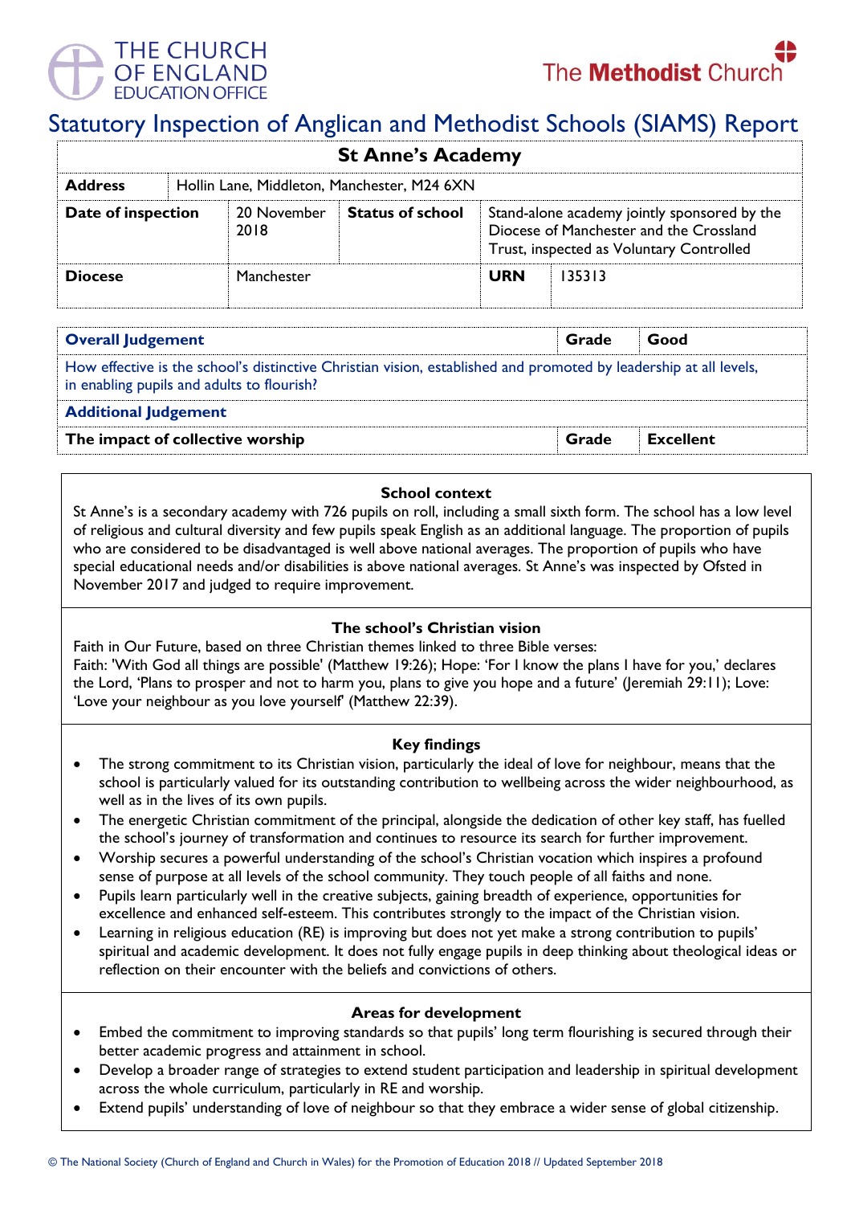THE CHURCH OF ENGLAND EDUCATION OFFICE

The Methodist Church

# Statutory Inspection of Anglican and Methodist Schools (SIAMS) Report

| St Anne's Academy | | | | | |
|---|---|---|---|---|---|
| **Address** | Hollin Lane, Middleton, Manchester, M24 6XN | | | | |
| **Date of inspection** | 20 November 2018 | **Status of school** | Stand-alone academy jointly sponsored by the Diocese of Manchester and the Crossland Trust, inspected as Voluntary Controlled | | |
| **Diocese** | Manchester | | **URN** | 135313 | |

| **Overall Judgement** | **Grade** | **Good** |
|---|---|---|
| How effective is the school's distinctive Christian vision, established and promoted by leadership at all levels, in enabling pupils and adults to flourish? | | |
| **Additional Judgement** | | |
| **The impact of collective worship** | **Grade** | **Excellent** |

### School context

St Anne's is a secondary academy with 726 pupils on roll, including a small sixth form. The school has a low level of religious and cultural diversity and few pupils speak English as an additional language. The proportion of pupils who are considered to be disadvantaged is well above national averages. The proportion of pupils who have special educational needs and/or disabilities is above national averages. St Anne's was inspected by Ofsted in November 2017 and judged to require improvement.

### The school's Christian vision

Faith in Our Future, based on three Christian themes linked to three Bible verses:
Faith: 'With God all things are possible' (Matthew 19:26); Hope: 'For I know the plans I have for you,' declares the Lord, 'Plans to prosper and not to harm you, plans to give you hope and a future' (Jeremiah 29:11); Love: 'Love your neighbour as you love yourself' (Matthew 22:39).

### Key findings

- The strong commitment to its Christian vision, particularly the ideal of love for neighbour, means that the school is particularly valued for its outstanding contribution to wellbeing across the wider neighbourhood, as well as in the lives of its own pupils.
- The energetic Christian commitment of the principal, alongside the dedication of other key staff, has fuelled the school's journey of transformation and continues to resource its search for further improvement.
- Worship secures a powerful understanding of the school's Christian vocation which inspires a profound sense of purpose at all levels of the school community. They touch people of all faiths and none.
- Pupils learn particularly well in the creative subjects, gaining breadth of experience, opportunities for excellence and enhanced self-esteem. This contributes strongly to the impact of the Christian vision.
- Learning in religious education (RE) is improving but does not yet make a strong contribution to pupils' spiritual and academic development. It does not fully engage pupils in deep thinking about theological ideas or reflection on their encounter with the beliefs and convictions of others.

### Areas for development

- Embed the commitment to improving standards so that pupils' long term flourishing is secured through their better academic progress and attainment in school.
- Develop a broader range of strategies to extend student participation and leadership in spiritual development across the whole curriculum, particularly in RE and worship.
- Extend pupils' understanding of love of neighbour so that they embrace a wider sense of global citizenship.

© The National Society (Church of England and Church in Wales) for the Promotion of Education 2018 // Updated September 2018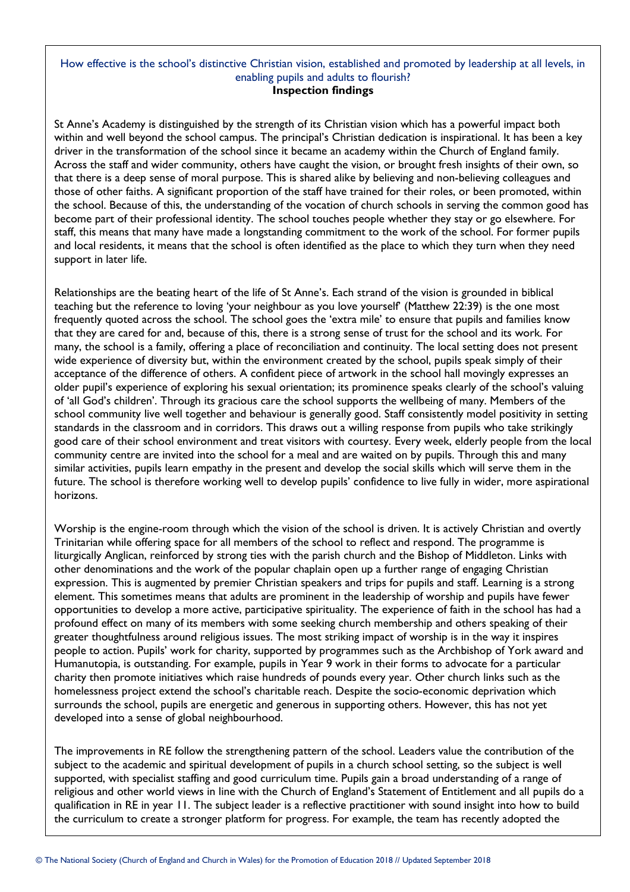## How effective is the school's distinctive Christian vision, established and promoted by leadership at all levels, in enabling pupils and adults to flourish?

**Inspection findings**

St Anne's Academy is distinguished by the strength of its Christian vision which has a powerful impact both within and well beyond the school campus. The principal's Christian dedication is inspirational. It has been a key driver in the transformation of the school since it became an academy within the Church of England family. Across the staff and wider community, others have caught the vision, or brought fresh insights of their own, so that there is a deep sense of moral purpose. This is shared alike by believing and non-believing colleagues and those of other faiths. A significant proportion of the staff have trained for their roles, or been promoted, within the school. Because of this, the understanding of the vocation of church schools in serving the common good has become part of their professional identity. The school touches people whether they stay or go elsewhere. For staff, this means that many have made a longstanding commitment to the work of the school. For former pupils and local residents, it means that the school is often identified as the place to which they turn when they need support in later life.

Relationships are the beating heart of the life of St Anne's. Each strand of the vision is grounded in biblical teaching but the reference to loving 'your neighbour as you love yourself' (Matthew 22:39) is the one most frequently quoted across the school. The school goes the 'extra mile' to ensure that pupils and families know that they are cared for and, because of this, there is a strong sense of trust for the school and its work. For many, the school is a family, offering a place of reconciliation and continuity. The local setting does not present wide experience of diversity but, within the environment created by the school, pupils speak simply of their acceptance of the difference of others. A confident piece of artwork in the school hall movingly expresses an older pupil's experience of exploring his sexual orientation; its prominence speaks clearly of the school's valuing of 'all God's children'. Through its gracious care the school supports the wellbeing of many. Members of the school community live well together and behaviour is generally good. Staff consistently model positivity in setting standards in the classroom and in corridors. This draws out a willing response from pupils who take strikingly good care of their school environment and treat visitors with courtesy. Every week, elderly people from the local community centre are invited into the school for a meal and are waited on by pupils. Through this and many similar activities, pupils learn empathy in the present and develop the social skills which will serve them in the future. The school is therefore working well to develop pupils' confidence to live fully in wider, more aspirational horizons.

Worship is the engine-room through which the vision of the school is driven. It is actively Christian and overtly Trinitarian while offering space for all members of the school to reflect and respond. The programme is liturgically Anglican, reinforced by strong ties with the parish church and the Bishop of Middleton. Links with other denominations and the work of the popular chaplain open up a further range of engaging Christian expression. This is augmented by premier Christian speakers and trips for pupils and staff. Learning is a strong element. This sometimes means that adults are prominent in the leadership of worship and pupils have fewer opportunities to develop a more active, participative spirituality. The experience of faith in the school has had a profound effect on many of its members with some seeking church membership and others speaking of their greater thoughtfulness around religious issues. The most striking impact of worship is in the way it inspires people to action. Pupils' work for charity, supported by programmes such as the Archbishop of York award and Humanutopia, is outstanding. For example, pupils in Year 9 work in their forms to advocate for a particular charity then promote initiatives which raise hundreds of pounds every year. Other church links such as the homelessness project extend the school's charitable reach. Despite the socio-economic deprivation which surrounds the school, pupils are energetic and generous in supporting others. However, this has not yet developed into a sense of global neighbourhood.

The improvements in RE follow the strengthening pattern of the school. Leaders value the contribution of the subject to the academic and spiritual development of pupils in a church school setting, so the subject is well supported, with specialist staffing and good curriculum time. Pupils gain a broad understanding of a range of religious and other world views in line with the Church of England's Statement of Entitlement and all pupils do a qualification in RE in year 11. The subject leader is a reflective practitioner with sound insight into how to build the curriculum to create a stronger platform for progress. For example, the team has recently adopted the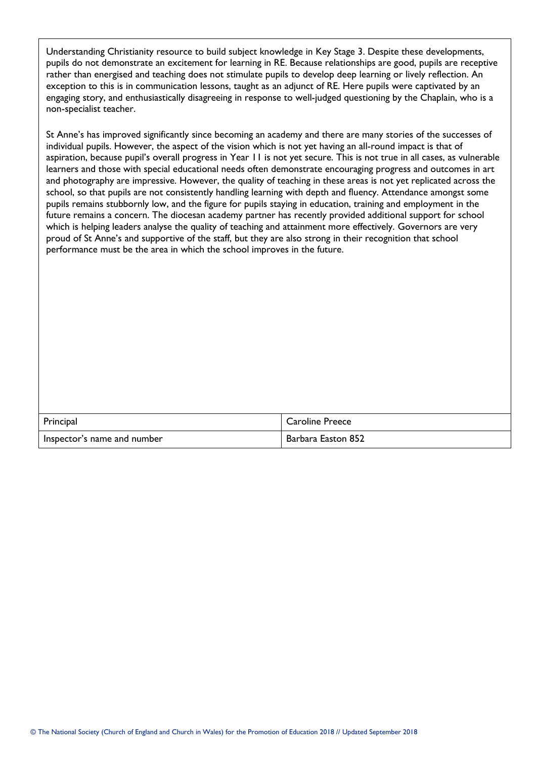Understanding Christianity resource to build subject knowledge in Key Stage 3. Despite these developments, pupils do not demonstrate an excitement for learning in RE. Because relationships are good, pupils are receptive rather than energised and teaching does not stimulate pupils to develop deep learning or lively reflection. An exception to this is in communication lessons, taught as an adjunct of RE. Here pupils were captivated by an engaging story, and enthusiastically disagreeing in response to well-judged questioning by the Chaplain, who is a non-specialist teacher.

St Anne's has improved significantly since becoming an academy and there are many stories of the successes of individual pupils. However, the aspect of the vision which is not yet having an all-round impact is that of aspiration, because pupil's overall progress in Year 11 is not yet secure. This is not true in all cases, as vulnerable learners and those with special educational needs often demonstrate encouraging progress and outcomes in art and photography are impressive. However, the quality of teaching in these areas is not yet replicated across the school, so that pupils are not consistently handling learning with depth and fluency. Attendance amongst some pupils remains stubbornly low, and the figure for pupils staying in education, training and employment in the future remains a concern. The diocesan academy partner has recently provided additional support for school which is helping leaders analyse the quality of teaching and attainment more effectively. Governors are very proud of St Anne's and supportive of the staff, but they are also strong in their recognition that school performance must be the area in which the school improves in the future.

| | |
|---|---|
| Principal | Caroline Preece |
| Inspector's name and number | Barbara Easton 852 |

© The National Society (Church of England and Church in Wales) for the Promotion of Education 2018 // Updated September 2018